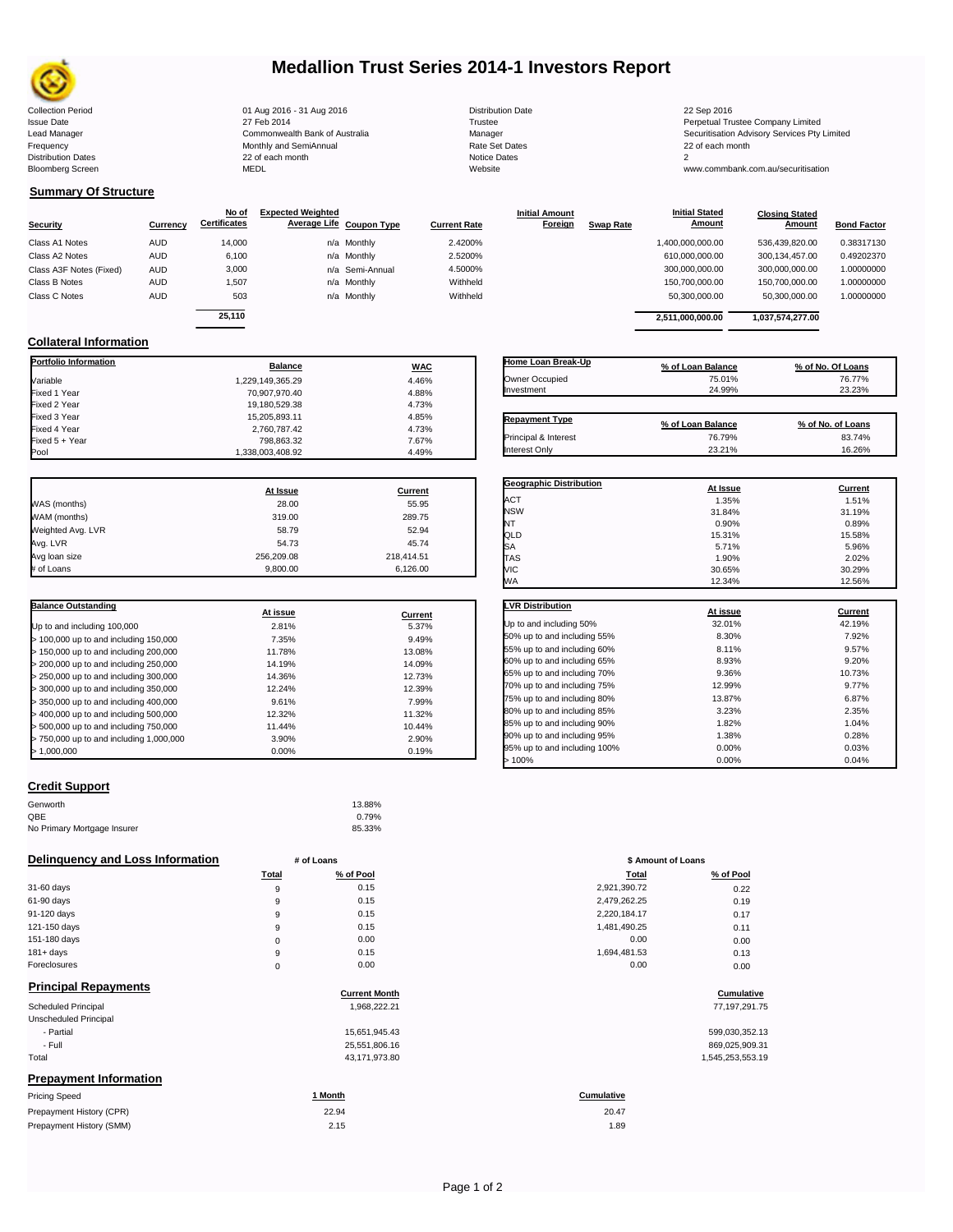# Medallion Trust Series 2014-1 Investors Report

| | | | |
|---|---|---|---|
| Collection Period | 01 Aug 2016 - 31 Aug 2016 | Distribution Date | 22 Sep 2016 |
| Issue Date | 27 Feb 2014 | Trustee | Perpetual Trustee Company Limited |
| Lead Manager | Commonwealth Bank of Australia | Manager | Securitisation Advisory Services Pty Limited |
| Frequency | Monthly and SemiAnnual | Rate Set Dates | 22 of each month |
| Distribution Dates | 22 of each month | Notice Dates | 2 |
| Bloomberg Screen | MEDL | Website | www.commbank.com.au/securitisation |

## Summary Of Structure

| Security | Currency | No of Certificates | Expected Weighted Average Life | Coupon Type | Current Rate | Initial Amount Foreign | Swap Rate | Initial Stated Amount | Closing Stated Amount | Bond Factor |
|---|---|---|---|---|---|---|---|---|---|---|
| Class A1 Notes | AUD | 14,000 | n/a | Monthly | 2.4200% | | | 1,400,000,000.00 | 536,439,820.00 | 0.38317130 |
| Class A2 Notes | AUD | 6,100 | n/a | Monthly | 2.5200% | | | 610,000,000.00 | 300,134,457.00 | 0.49202370 |
| Class A3F Notes (Fixed) | AUD | 3,000 | n/a | Semi-Annual | 4.5000% | | | 300,000,000.00 | 300,000,000.00 | 1.00000000 |
| Class B Notes | AUD | 1,507 | n/a | Monthly | Withheld | | | 150,700,000.00 | 150,700,000.00 | 1.00000000 |
| Class C Notes | AUD | 503 | n/a | Monthly | Withheld | | | 50,300,000.00 | 50,300,000.00 | 1.00000000 |
| | | 25,110 | | | | | | 2,511,000,000.00 | 1,037,574,277.00 | |

## Collateral Information

| Portfolio Information | Balance | WAC |
|---|---|---|
| Variable | 1,229,149,365.29 | 4.46% |
| Fixed 1 Year | 70,907,970.40 | 4.88% |
| Fixed 2 Year | 19,180,529.38 | 4.73% |
| Fixed 3 Year | 15,205,893.11 | 4.85% |
| Fixed 4 Year | 2,760,787.42 | 4.73% |
| Fixed 5 + Year | 798,863.32 | 7.67% |
| Pool | 1,338,003,408.92 | 4.49% |

| Home Loan Break-Up | % of Loan Balance | % of No. Of Loans |
|---|---|---|
| Owner Occupied | 75.01% | 76.77% |
| Investment | 24.99% | 23.23% |

| Repayment Type | % of Loan Balance | % of No. of Loans |
|---|---|---|
| Principal & Interest | 76.79% | 83.74% |
| Interest Only | 23.21% | 16.26% |

| | At Issue | Current |
|---|---|---|
| WAS (months) | 28.00 | 55.95 |
| WAM (months) | 319.00 | 289.75 |
| Weighted Avg. LVR | 58.79 | 52.94 |
| Avg. LVR | 54.73 | 45.74 |
| Avg loan size | 256,209.08 | 218,414.51 |
| # of Loans | 9,800.00 | 6,126.00 |

| Geographic Distribution | At Issue | Current |
|---|---|---|
| ACT | 1.35% | 1.51% |
| NSW | 31.84% | 31.19% |
| NT | 0.90% | 0.89% |
| QLD | 15.31% | 15.58% |
| SA | 5.71% | 5.96% |
| TAS | 1.90% | 2.02% |
| VIC | 30.65% | 30.29% |
| WA | 12.34% | 12.56% |

| Balance Outstanding | At issue | Current |
|---|---|---|
| Up to and including 100,000 | 2.81% | 5.37% |
| > 100,000 up to and including 150,000 | 7.35% | 9.49% |
| > 150,000 up to and including 200,000 | 11.78% | 13.08% |
| > 200,000 up to and including 250,000 | 14.19% | 14.09% |
| > 250,000 up to and including 300,000 | 14.36% | 12.73% |
| > 300,000 up to and including 350,000 | 12.24% | 12.39% |
| > 350,000 up to and including 400,000 | 9.61% | 7.99% |
| > 400,000 up to and including 500,000 | 12.32% | 11.32% |
| > 500,000 up to and including 750,000 | 11.44% | 10.44% |
| > 750,000 up to and including 1,000,000 | 3.90% | 2.90% |
| > 1,000,000 | 0.00% | 0.19% |

| LVR Distribution | At issue | Current |
|---|---|---|
| Up to and including 50% | 32.01% | 42.19% |
| 50% up to and including 55% | 8.30% | 7.92% |
| 55% up to and including 60% | 8.11% | 9.57% |
| 60% up to and including 65% | 8.93% | 9.20% |
| 65% up to and including 70% | 9.36% | 10.73% |
| 70% up to and including 75% | 12.99% | 9.77% |
| 75% up to and including 80% | 13.87% | 6.87% |
| 80% up to and including 85% | 3.23% | 2.35% |
| 85% up to and including 90% | 1.82% | 1.04% |
| 90% up to and including 95% | 1.38% | 0.28% |
| 95% up to and including 100% | 0.00% | 0.03% |
| > 100% | 0.00% | 0.04% |

## Credit Support

| | |
|---|---|
| Genworth | 13.88% |
| QBE | 0.79% |
| No Primary Mortgage Insurer | 85.33% |

## Delinquency and Loss Information

| | # of Loans Total | # of Loans % of Pool | $ Amount of Loans Total | $ Amount of Loans % of Pool |
|---|---|---|---|---|
| 31-60 days | 9 | 0.15 | 2,921,390.72 | 0.22 |
| 61-90 days | 9 | 0.15 | 2,479,262.25 | 0.19 |
| 91-120 days | 9 | 0.15 | 2,220,184.17 | 0.17 |
| 121-150 days | 9 | 0.15 | 1,481,490.25 | 0.11 |
| 151-180 days | 0 | 0.00 | 0.00 | 0.00 |
| 181+ days | 9 | 0.15 | 1,694,481.53 | 0.13 |
| Foreclosures | 0 | 0.00 | 0.00 | 0.00 |

## Principal Repayments

| | Current Month | Cumulative |
|---|---|---|
| Scheduled Principal | 1,968,222.21 | 77,197,291.75 |
| Unscheduled Principal | | |
| - Partial | 15,651,945.43 | 599,030,352.13 |
| - Full | 25,551,806.16 | 869,025,909.31 |
| Total | 43,171,973.80 | 1,545,253,553.19 |

## Prepayment Information

| Pricing Speed | 1 Month | Cumulative |
|---|---|---|
| Prepayment History (CPR) | 22.94 | 20.47 |
| Prepayment History (SMM) | 2.15 | 1.89 |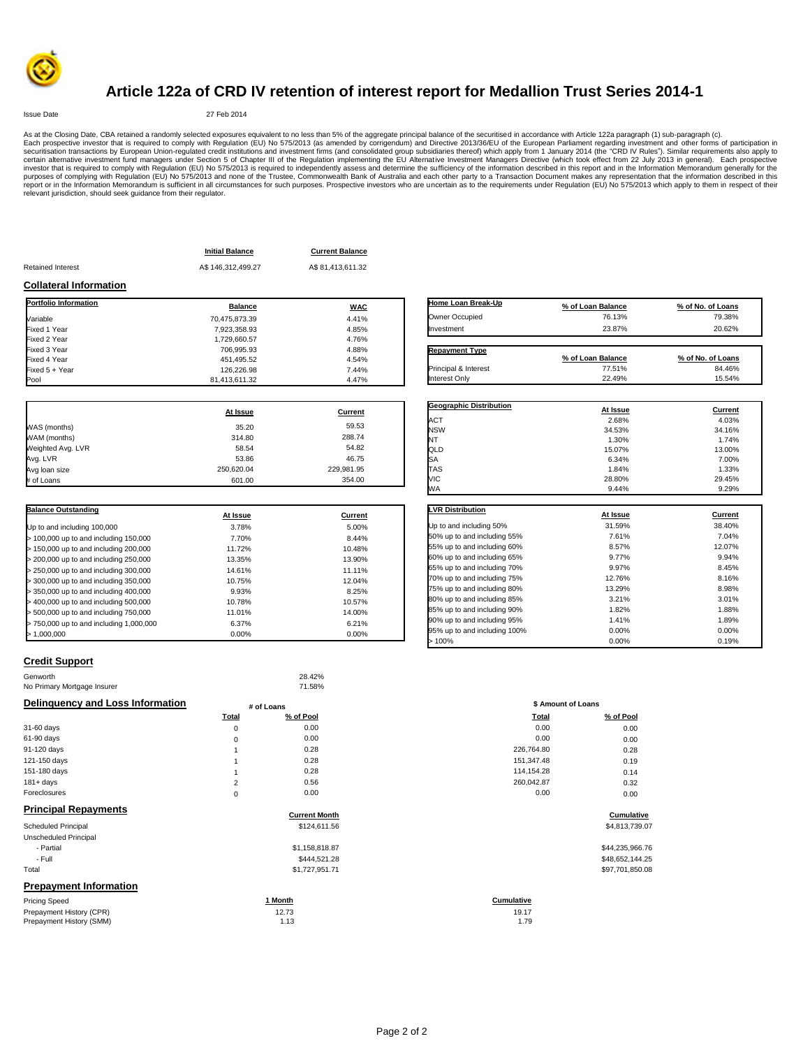# Article 122a of CRD IV retention of interest report for Medallion Trust Series 2014-1

Issue Date 27 Feb 2014

As at the Closing Date, CBA retained a randomly selected exposures equivalent to no less than 5% of the aggregate principal balance of the securitised in accordance with Article 122a paragraph (1) sub-paragraph (c).
Each prospective investor that is required to comply with Regulation (EU) No 575/2013 (as amended by corrigendum) and Directive 2013/36/EU of the European Parliament regarding investment and other forms of participation in securitisation transactions by European Union-regulated credit institutions and investment firms (and consolidated group subsidiaries thereof) which apply from 1 January 2014 (the "CRD IV Rules"). Similar requirements also apply to certain alternative investment fund managers under Section 5 of Chapter III of the Regulation implementing the EU Alternative Investment Managers Directive (which took effect from 22 July 2013 in general). Each prospective investor that is required to comply with Regulation (EU) No 575/2013 is required to independently assess and determine the sufficiency of the information described in this report and in the Information Memorandum generally for the purposes of complying with Regulation (EU) No 575/2013 and none of the Trustee, Commonwealth Bank of Australia and each other party to a Transaction Document makes any representation that the information described in this report or in the Information Memorandum is sufficient in all circumstances for such purposes. Prospective investors who are uncertain as to the requirements under Regulation (EU) No 575/2013 which apply to them in respect of their relevant jurisdiction, should seek guidance from their regulator.

| | Initial Balance | Current Balance |
|---|---|---|
| Retained Interest | A$ 146,312,499.27 | A$ 81,413,611.32 |

## Collateral Information

| Portfolio Information | Balance | WAC |
|---|---|---|
| Variable | 70,475,873.39 | 4.41% |
| Fixed 1 Year | 7,923,358.93 | 4.85% |
| Fixed 2 Year | 1,729,660.57 | 4.76% |
| Fixed 3 Year | 706,995.93 | 4.88% |
| Fixed 4 Year | 451,495.52 | 4.54% |
| Fixed 5 + Year | 126,226.98 | 7.44% |
| Pool | 81,413,611.32 | 4.47% |

| Home Loan Break-Up | % of Loan Balance | % of No. of Loans |
|---|---|---|
| Owner Occupied | 76.13% | 79.38% |
| Investment | 23.87% | 20.62% |

| Repayment Type | % of Loan Balance | % of No. of Loans |
|---|---|---|
| Principal & Interest | 77.51% | 84.46% |
| Interest Only | 22.49% | 15.54% |

| | At Issue | Current |
|---|---|---|
| WAS (months) | 35.20 | 59.53 |
| WAM (months) | 314.80 | 288.74 |
| Weighted Avg. LVR | 58.54 | 54.82 |
| Avg. LVR | 53.86 | 46.75 |
| Avg loan size | 250,620.04 | 229,981.95 |
| # of Loans | 601.00 | 354.00 |

| Geographic Distribution | At Issue | Current |
|---|---|---|
| ACT | 2.68% | 4.03% |
| NSW | 34.53% | 34.16% |
| NT | 1.30% | 1.74% |
| QLD | 15.07% | 13.00% |
| SA | 6.34% | 7.00% |
| TAS | 1.84% | 1.33% |
| VIC | 28.80% | 29.45% |
| WA | 9.44% | 9.29% |

| Balance Outstanding | At Issue | Current |
|---|---|---|
| Up to and including 100,000 | 3.78% | 5.00% |
| > 100,000 up to and including 150,000 | 7.70% | 8.44% |
| > 150,000 up to and including 200,000 | 11.72% | 10.48% |
| > 200,000 up to and including 250,000 | 13.35% | 13.90% |
| > 250,000 up to and including 300,000 | 14.61% | 11.11% |
| > 300,000 up to and including 350,000 | 10.75% | 12.04% |
| > 350,000 up to and including 400,000 | 9.93% | 8.25% |
| > 400,000 up to and including 500,000 | 10.78% | 10.57% |
| > 500,000 up to and including 750,000 | 11.01% | 14.00% |
| > 750,000 up to and including 1,000,000 | 6.37% | 6.21% |
| > 1,000,000 | 0.00% | 0.00% |

| LVR Distribution | At Issue | Current |
|---|---|---|
| Up to and including 50% | 31.59% | 38.40% |
| 50% up to and including 55% | 7.61% | 7.04% |
| 55% up to and including 60% | 8.57% | 12.07% |
| 60% up to and including 65% | 9.77% | 9.94% |
| 65% up to and including 70% | 9.97% | 8.45% |
| 70% up to and including 75% | 12.76% | 8.16% |
| 75% up to and including 80% | 13.29% | 8.98% |
| 80% up to and including 85% | 3.21% | 3.01% |
| 85% up to and including 90% | 1.82% | 1.88% |
| 90% up to and including 95% | 1.41% | 1.89% |
| 95% up to and including 100% | 0.00% | 0.00% |
| > 100% | 0.00% | 0.19% |

## Credit Support

| | |
|---|---|
| Genworth | 28.42% |
| No Primary Mortgage Insurer | 71.58% |

## Delinquency and Loss Information

| | # of Loans Total | # of Loans % of Pool | $ Amount of Loans Total | $ Amount of Loans % of Pool |
|---|---|---|---|---|
| 31-60 days | 0 | 0.00 | 0.00 | 0.00 |
| 61-90 days | 0 | 0.00 | 0.00 | 0.00 |
| 91-120 days | 1 | 0.28 | 226,764.80 | 0.28 |
| 121-150 days | 1 | 0.28 | 151,347.48 | 0.19 |
| 151-180 days | 1 | 0.28 | 114,154.28 | 0.14 |
| 181+ days | 2 | 0.56 | 260,042.87 | 0.32 |
| Foreclosures | 0 | 0.00 | 0.00 | 0.00 |

## Principal Repayments

| | Current Month | Cumulative |
|---|---|---|
| Scheduled Principal | $124,611.56 | $4,813,739.07 |
| Unscheduled Principal | | |
| - Partial | $1,158,818.87 | $44,235,966.76 |
| - Full | $444,521.28 | $48,652,144.25 |
| Total | $1,727,951.71 | $97,701,850.08 |

## Prepayment Information

| Pricing Speed | 1 Month | Cumulative |
|---|---|---|
| Prepayment History (CPR) | 12.73 | 19.17 |
| Prepayment History (SMM) | 1.13 | 1.79 |